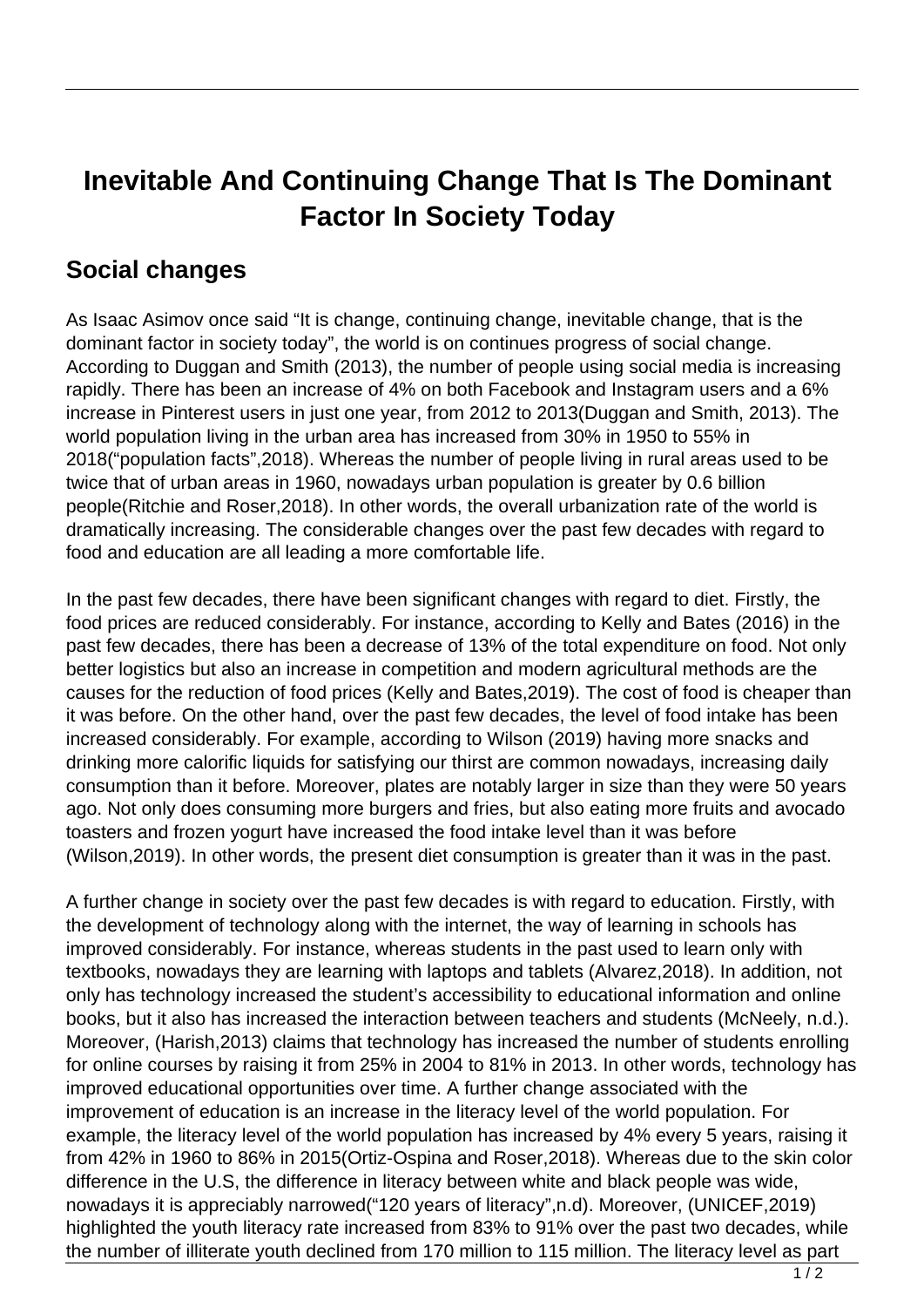# Inevitable And Continuing Change That Is The Dominant Factor In Society Today

## Social changes

As Isaac Asimov once said “It is change, continuing change, inevitable change, that is the dominant factor in society today”, the world is on continues progress of social change. According to Duggan and Smith (2013), the number of people using social media is increasing rapidly. There has been an increase of 4% on both Facebook and Instagram users and a 6% increase in Pinterest users in just one year, from 2012 to 2013(Duggan and Smith, 2013). The world population living in the urban area has increased from 30% in 1950 to 55% in 2018(“population facts”,2018). Whereas the number of people living in rural areas used to be twice that of urban areas in 1960, nowadays urban population is greater by 0.6 billion people(Ritchie and Roser,2018). In other words, the overall urbanization rate of the world is dramatically increasing. The considerable changes over the past few decades with regard to food and education are all leading a more comfortable life.

In the past few decades, there have been significant changes with regard to diet. Firstly, the food prices are reduced considerably. For instance, according to Kelly and Bates (2016) in the past few decades, there has been a decrease of 13% of the total expenditure on food. Not only better logistics but also an increase in competition and modern agricultural methods are the causes for the reduction of food prices (Kelly and Bates,2019). The cost of food is cheaper than it was before. On the other hand, over the past few decades, the level of food intake has been increased considerably. For example, according to Wilson (2019) having more snacks and drinking more calorific liquids for satisfying our thirst are common nowadays, increasing daily consumption than it before. Moreover, plates are notably larger in size than they were 50 years ago. Not only does consuming more burgers and fries, but also eating more fruits and avocado toasters and frozen yogurt have increased the food intake level than it was before (Wilson,2019). In other words, the present diet consumption is greater than it was in the past.

A further change in society over the past few decades is with regard to education. Firstly, with the development of technology along with the internet, the way of learning in schools has improved considerably. For instance, whereas students in the past used to learn only with textbooks, nowadays they are learning with laptops and tablets (Alvarez,2018). In addition, not only has technology increased the student’s accessibility to educational information and online books, but it also has increased the interaction between teachers and students (McNeely, n.d.). Moreover, (Harish,2013) claims that technology has increased the number of students enrolling for online courses by raising it from 25% in 2004 to 81% in 2013. In other words, technology has improved educational opportunities over time. A further change associated with the improvement of education is an increase in the literacy level of the world population. For example, the literacy level of the world population has increased by 4% every 5 years, raising it from 42% in 1960 to 86% in 2015(Ortiz-Ospina and Roser,2018). Whereas due to the skin color difference in the U.S, the difference in literacy between white and black people was wide, nowadays it is appreciably narrowed(“120 years of literacy”,n.d). Moreover, (UNICEF,2019) highlighted the youth literacy rate increased from 83% to 91% over the past two decades, while the number of illiterate youth declined from 170 million to 115 million. The literacy level as part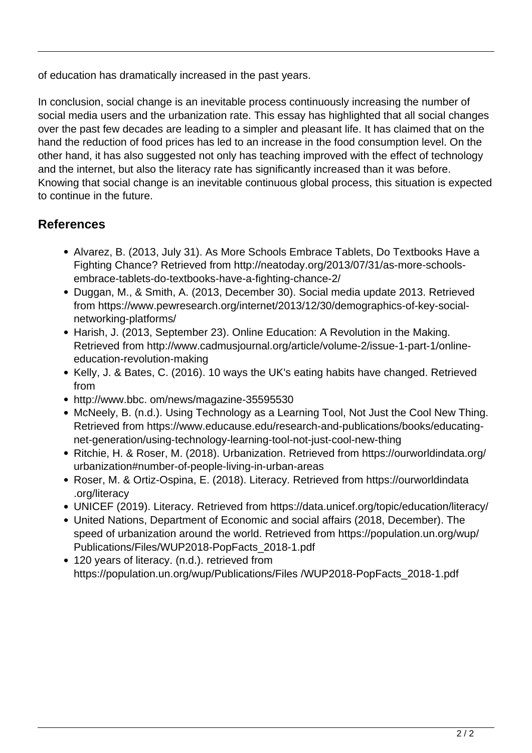of education has dramatically increased in the past years.

In conclusion, social change is an inevitable process continuously increasing the number of social media users and the urbanization rate. This essay has highlighted that all social changes over the past few decades are leading to a simpler and pleasant life. It has claimed that on the hand the reduction of food prices has led to an increase in the food consumption level. On the other hand, it has also suggested not only has teaching improved with the effect of technology and the internet, but also the literacy rate has significantly increased than it was before. Knowing that social change is an inevitable continuous global process, this situation is expected to continue in the future.

## References

- Alvarez, B. (2013, July 31). As More Schools Embrace Tablets, Do Textbooks Have a Fighting Chance? Retrieved from http://neatoday.org/2013/07/31/as-more-schools-embrace-tablets-do-textbooks-have-a-fighting-chance-2/
- Duggan, M., & Smith, A. (2013, December 30). Social media update 2013. Retrieved from https://www.pewresearch.org/internet/2013/12/30/demographics-of-key-social-networking-platforms/
- Harish, J. (2013, September 23). Online Education: A Revolution in the Making. Retrieved from http://www.cadmusjournal.org/article/volume-2/issue-1-part-1/online-education-revolution-making
- Kelly, J. & Bates, C. (2016). 10 ways the UK's eating habits have changed. Retrieved from
- http://www.bbc. om/news/magazine-35595530
- McNeely, B. (n.d.). Using Technology as a Learning Tool, Not Just the Cool New Thing. Retrieved from https://www.educause.edu/research-and-publications/books/educating-net-generation/using-technology-learning-tool-not-just-cool-new-thing
- Ritchie, H. & Roser, M. (2018). Urbanization. Retrieved from https://ourworldindata.org/urbanization#number-of-people-living-in-urban-areas
- Roser, M. & Ortiz-Ospina, E. (2018). Literacy. Retrieved from https://ourworldindata .org/literacy
- UNICEF (2019). Literacy. Retrieved from https://data.unicef.org/topic/education/literacy/
- United Nations, Department of Economic and social affairs (2018, December). The speed of urbanization around the world. Retrieved from https://population.un.org/wup/Publications/Files/WUP2018-PopFacts_2018-1.pdf
- 120 years of literacy. (n.d.). retrieved from https://population.un.org/wup/Publications/Files /WUP2018-PopFacts_2018-1.pdf